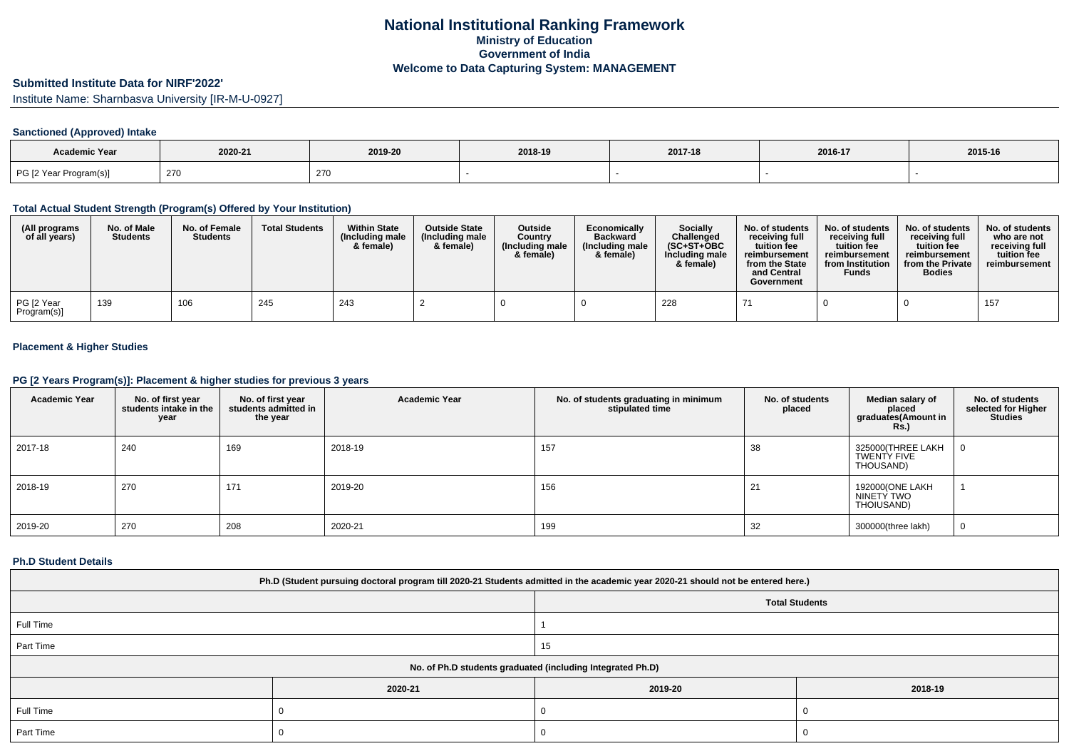# National Institutional Ranking Framework
## Ministry of Education
## Government of India
## Welcome to Data Capturing System: MANAGEMENT

### Submitted Institute Data for NIRF'2022'

Institute Name: Sharnbasva University [IR-M-U-0927]

#### Sanctioned (Approved) Intake

| Academic Year | 2020-21 | 2019-20 | 2018-19 | 2017-18 | 2016-17 | 2015-16 |
|---|---|---|---|---|---|---|
| PG [2 Year Program(s)] | 270 | 270 | - | - | - | - |

#### Total Actual Student Strength (Program(s) Offered by Your Institution)

| (All programs of all years) | No. of Male Students | No. of Female Students | Total Students | Within State (Including male & female) | Outside State (Including male & female) | Outside Country (Including male & female) | Economically Backward (Including male & female) | Socially Challenged (SC+ST+OBC Including male & female) | No. of students receiving full tuition fee reimbursement from the State and Central Government | No. of students receiving full tuition fee reimbursement from Institution Funds | No. of students receiving full tuition fee reimbursement from the Private Bodies | No. of students who are not receiving full tuition fee reimbursement |
|---|---|---|---|---|---|---|---|---|---|---|---|---|
| PG [2 Year Program(s)] | 139 | 106 | 245 | 243 | 2 | 0 | 0 | 228 | 71 | 0 | 0 | 157 |

#### Placement & Higher Studies

#### PG [2 Years Program(s)]: Placement & higher studies for previous 3 years

| Academic Year | No. of first year students intake in the year | No. of first year students admitted in the year | Academic Year | No. of students graduating in minimum stipulated time | No. of students placed | Median salary of placed graduates(Amount in Rs.) | No. of students selected for Higher Studies |
|---|---|---|---|---|---|---|---|
| 2017-18 | 240 | 169 | 2018-19 | 157 | 38 | 325000(THREE LAKH TWENTY FIVE THOUSAND) | 0 |
| 2018-19 | 270 | 171 | 2019-20 | 156 | 21 | 192000(ONE LAKH NINETY TWO THOIUSAND) | 1 |
| 2019-20 | 270 | 208 | 2020-21 | 199 | 32 | 300000(three lakh) | 0 |

#### Ph.D Student Details

| Ph.D (Student pursuing doctoral program till 2020-21 Students admitted in the academic year 2020-21 should not be entered here.) | |
|---|---|
| | Total Students |
| Full Time | 1 |
| Part Time | 15 |

| No. of Ph.D students graduated (including Integrated Ph.D) | | | |
|---|---|---|---|
| | 2020-21 | 2019-20 | 2018-19 |
| Full Time | 0 | 0 | 0 |
| Part Time | 0 | 0 | 0 |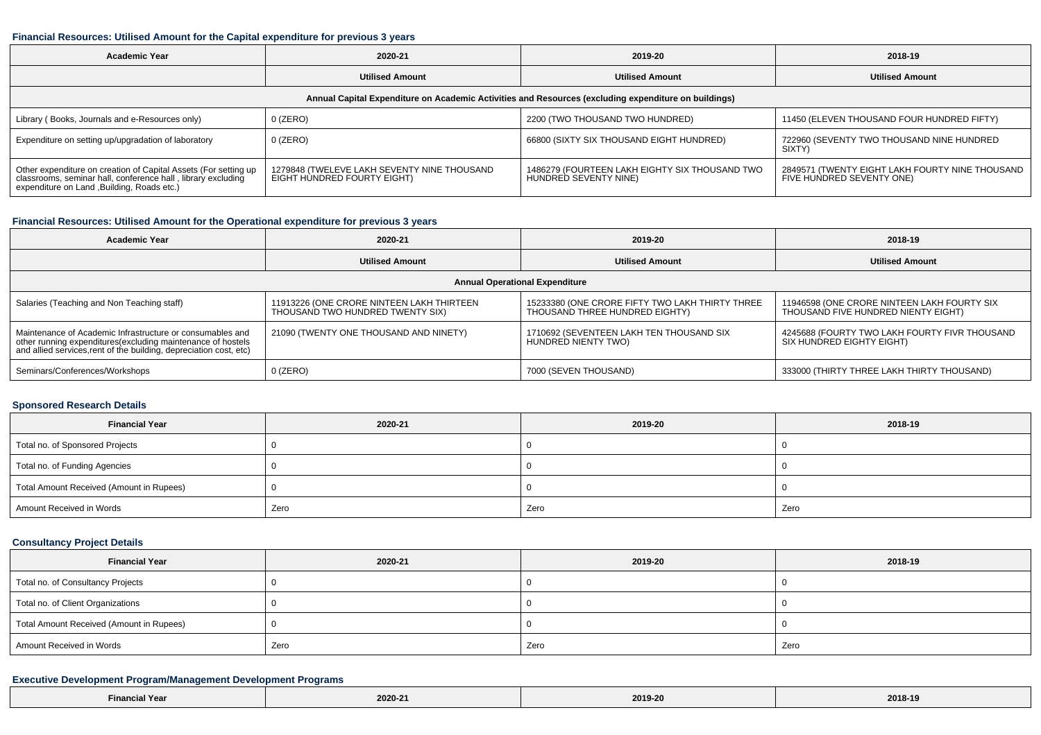### Financial Resources: Utilised Amount for the Capital expenditure for previous 3 years

| Academic Year | 2020-21 | 2019-20 | 2018-19 |
|---|---|---|---|
| | Utilised Amount | Utilised Amount | Utilised Amount |
| Annual Capital Expenditure on Academic Activities and Resources (excluding expenditure on buildings) | | | |
| Library ( Books, Journals and e-Resources only) | 0 (ZERO) | 2200 (TWO THOUSAND TWO HUNDRED) | 11450 (ELEVEN THOUSAND FOUR HUNDRED FIFTY) |
| Expenditure on setting up/upgradation of laboratory | 0 (ZERO) | 66800 (SIXTY SIX THOUSAND EIGHT HUNDRED) | 722960 (SEVENTY TWO THOUSAND NINE HUNDRED SIXTY) |
| Other expenditure on creation of Capital Assets (For setting up classrooms, seminar hall, conference hall , library excluding expenditure on Land ,Building, Roads etc.) | 1279848 (TWELEVE LAKH SEVENTY NINE THOUSAND EIGHT HUNDRED FOURTY EIGHT) | 1486279 (FOURTEEN LAKH EIGHTY SIX THOUSAND TWO HUNDRED SEVENTY NINE) | 2849571 (TWENTY EIGHT LAKH FOURTY NINE THOUSAND FIVE HUNDRED SEVENTY ONE) |

### Financial Resources: Utilised Amount for the Operational expenditure for previous 3 years

| Academic Year | 2020-21 | 2019-20 | 2018-19 |
|---|---|---|---|
| | Utilised Amount | Utilised Amount | Utilised Amount |
| Annual Operational Expenditure | | | |
| Salaries (Teaching and Non Teaching staff) | 11913226 (ONE CRORE NINTEEN LAKH THIRTEEN THOUSAND TWO HUNDRED TWENTY SIX) | 15233380 (ONE CRORE FIFTY TWO LAKH THIRTY THREE THOUSAND THREE HUNDRED EIGHTY) | 11946598 (ONE CRORE NINTEEN LAKH FOURTY SIX THOUSAND FIVE HUNDRED NIENTY EIGHT) |
| Maintenance of Academic Infrastructure or consumables and other running expenditures(excluding maintenance of hostels and allied services,rent of the building, depreciation cost, etc) | 21090 (TWENTY ONE THOUSAND AND NINETY) | 1710692 (SEVENTEEN LAKH TEN THOUSAND SIX HUNDRED NIENTY TWO) | 4245688 (FOURTY TWO LAKH FOURTY FIVR THOUSAND SIX HUNDRED EIGHTY EIGHT) |
| Seminars/Conferences/Workshops | 0 (ZERO) | 7000 (SEVEN THOUSAND) | 333000 (THIRTY THREE LAKH THIRTY THOUSAND) |

### Sponsored Research Details

| Financial Year | 2020-21 | 2019-20 | 2018-19 |
|---|---|---|---|
| Total no. of Sponsored Projects | 0 | 0 | 0 |
| Total no. of Funding Agencies | 0 | 0 | 0 |
| Total Amount Received (Amount in Rupees) | 0 | 0 | 0 |
| Amount Received in Words | Zero | Zero | Zero |

### Consultancy Project Details

| Financial Year | 2020-21 | 2019-20 | 2018-19 |
|---|---|---|---|
| Total no. of Consultancy Projects | 0 | 0 | 0 |
| Total no. of Client Organizations | 0 | 0 | 0 |
| Total Amount Received (Amount in Rupees) | 0 | 0 | 0 |
| Amount Received in Words | Zero | Zero | Zero |

### Executive Development Program/Management Development Programs

| Financial Year | 2020-21 | 2019-20 | 2018-19 |
|---|---|---|---|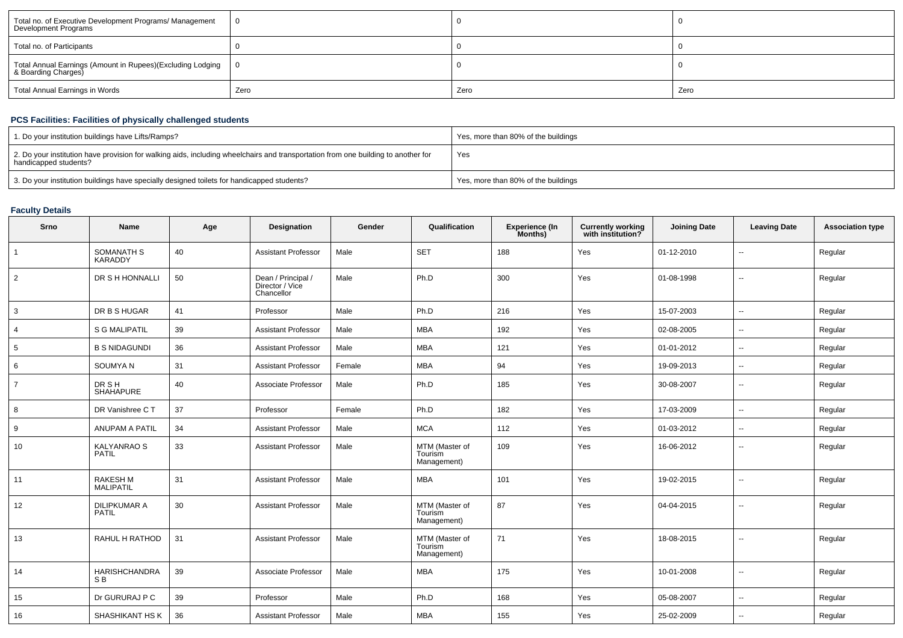| Total no. of Executive Development Programs/ Management Development Programs | 0 | 0 | 0 |
|---|---|---|---|
| Total no. of Participants | 0 | 0 | 0 |
| Total Annual Earnings (Amount in Rupees)(Excluding Lodging & Boarding Charges) | 0 | 0 | 0 |
| Total Annual Earnings in Words | Zero | Zero | Zero |

### PCS Facilities: Facilities of physically challenged students

| 1. Do your institution buildings have Lifts/Ramps? | Yes, more than 80% of the buildings |
|---|---|
| 2. Do your institution have provision for walking aids, including wheelchairs and transportation from one building to another for handicapped students? | Yes |
| 3. Do your institution buildings have specially designed toilets for handicapped students? | Yes, more than 80% of the buildings |

### Faculty Details

| Srno | Name | Age | Designation | Gender | Qualification | Experience (In Months) | Currently working with institution? | Joining Date | Leaving Date | Association type |
|---|---|---|---|---|---|---|---|---|---|---|
| 1 | SOMANATH S KARADDY | 40 | Assistant Professor | Male | SET | 188 | Yes | 01-12-2010 | -- | Regular |
| 2 | DR S H HONNALLI | 50 | Dean / Principal / Director / Vice Chancellor | Male | Ph.D | 300 | Yes | 01-08-1998 | -- | Regular |
| 3 | DR B S HUGAR | 41 | Professor | Male | Ph.D | 216 | Yes | 15-07-2003 | -- | Regular |
| 4 | S G MALIPATIL | 39 | Assistant Professor | Male | MBA | 192 | Yes | 02-08-2005 | -- | Regular |
| 5 | B S NIDAGUNDI | 36 | Assistant Professor | Male | MBA | 121 | Yes | 01-01-2012 | -- | Regular |
| 6 | SOUMYA N | 31 | Assistant Professor | Female | MBA | 94 | Yes | 19-09-2013 | -- | Regular |
| 7 | DR S H SHAHAPURE | 40 | Associate Professor | Male | Ph.D | 185 | Yes | 30-08-2007 | -- | Regular |
| 8 | DR Vanishree C T | 37 | Professor | Female | Ph.D | 182 | Yes | 17-03-2009 | -- | Regular |
| 9 | ANUPAM A PATIL | 34 | Assistant Professor | Male | MCA | 112 | Yes | 01-03-2012 | -- | Regular |
| 10 | KALYANRAO S PATIL | 33 | Assistant Professor | Male | MTM (Master of Tourism Management) | 109 | Yes | 16-06-2012 | -- | Regular |
| 11 | RAKESH M MALIPATIL | 31 | Assistant Professor | Male | MBA | 101 | Yes | 19-02-2015 | -- | Regular |
| 12 | DILIPKUMAR A PATIL | 30 | Assistant Professor | Male | MTM (Master of Tourism Management) | 87 | Yes | 04-04-2015 | -- | Regular |
| 13 | RAHUL H RATHOD | 31 | Assistant Professor | Male | MTM (Master of Tourism Management) | 71 | Yes | 18-08-2015 | -- | Regular |
| 14 | HARISHCHANDRA S B | 39 | Associate Professor | Male | MBA | 175 | Yes | 10-01-2008 | -- | Regular |
| 15 | Dr GURURAJ P C | 39 | Professor | Male | Ph.D | 168 | Yes | 05-08-2007 | -- | Regular |
| 16 | SHASHIKANT HS K | 36 | Assistant Professor | Male | MBA | 155 | Yes | 25-02-2009 | -- | Regular |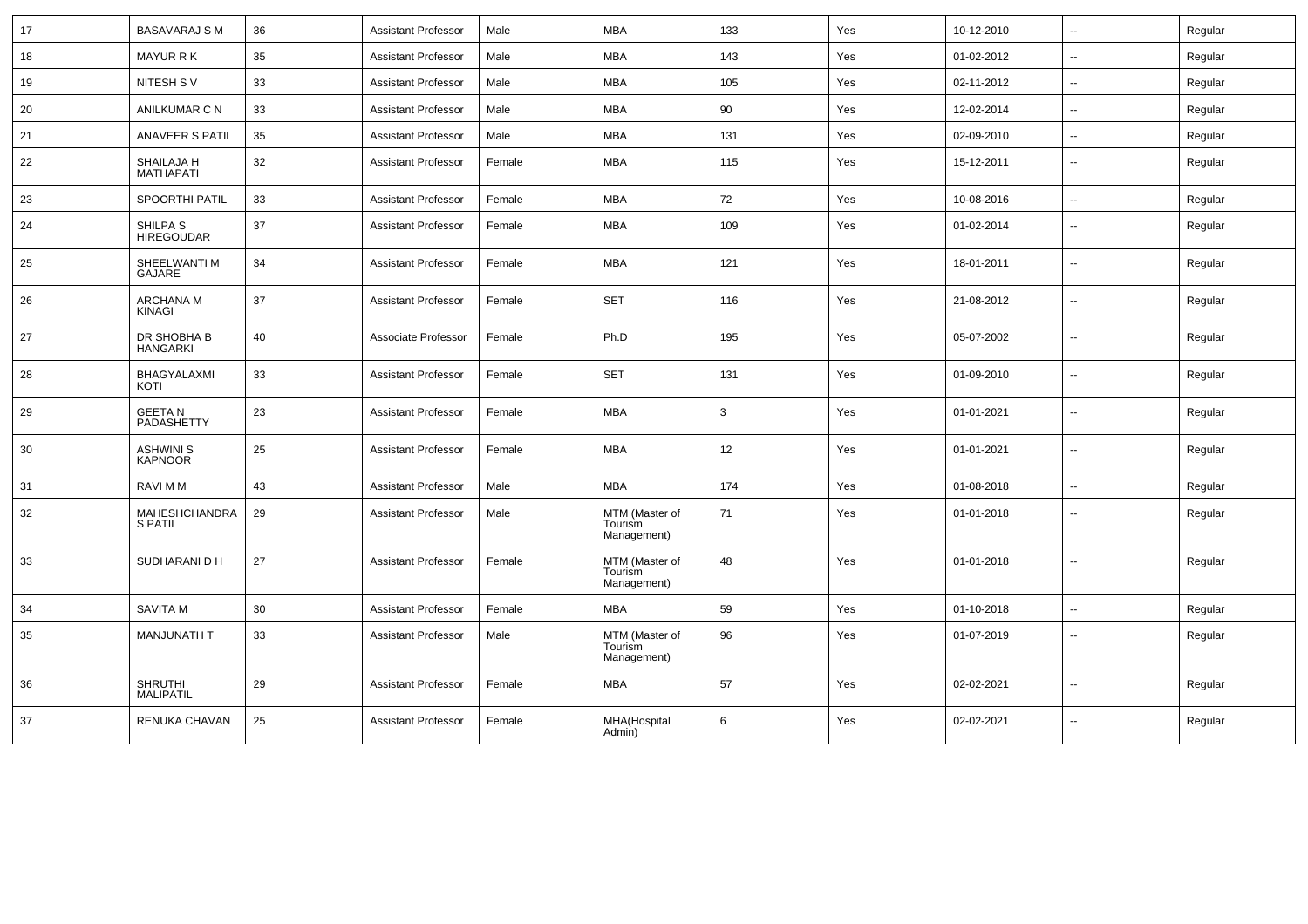| | | | | | | | | | | |
|---|---|---|---|---|---|---|---|---|---|---|
| 17 | BASAVARAJ S M | 36 | Assistant Professor | Male | MBA | 133 | Yes | 10-12-2010 | -- | Regular |
| 18 | MAYUR R K | 35 | Assistant Professor | Male | MBA | 143 | Yes | 01-02-2012 | -- | Regular |
| 19 | NITESH S V | 33 | Assistant Professor | Male | MBA | 105 | Yes | 02-11-2012 | -- | Regular |
| 20 | ANILKUMAR C N | 33 | Assistant Professor | Male | MBA | 90 | Yes | 12-02-2014 | -- | Regular |
| 21 | ANAVEER S PATIL | 35 | Assistant Professor | Male | MBA | 131 | Yes | 02-09-2010 | -- | Regular |
| 22 | SHAILAJA H MATHAPATI | 32 | Assistant Professor | Female | MBA | 115 | Yes | 15-12-2011 | -- | Regular |
| 23 | SPOORTHI PATIL | 33 | Assistant Professor | Female | MBA | 72 | Yes | 10-08-2016 | -- | Regular |
| 24 | SHILPA S HIREGOUDAR | 37 | Assistant Professor | Female | MBA | 109 | Yes | 01-02-2014 | -- | Regular |
| 25 | SHEELWANTI M GAJARE | 34 | Assistant Professor | Female | MBA | 121 | Yes | 18-01-2011 | -- | Regular |
| 26 | ARCHANA M KINAGI | 37 | Assistant Professor | Female | SET | 116 | Yes | 21-08-2012 | -- | Regular |
| 27 | DR SHOBHA B HANGARKI | 40 | Associate Professor | Female | Ph.D | 195 | Yes | 05-07-2002 | -- | Regular |
| 28 | BHAGYALAXMI KOTI | 33 | Assistant Professor | Female | SET | 131 | Yes | 01-09-2010 | -- | Regular |
| 29 | GEETA N PADASHETTY | 23 | Assistant Professor | Female | MBA | 3 | Yes | 01-01-2021 | -- | Regular |
| 30 | ASHWINI S KAPNOOR | 25 | Assistant Professor | Female | MBA | 12 | Yes | 01-01-2021 | -- | Regular |
| 31 | RAVI M M | 43 | Assistant Professor | Male | MBA | 174 | Yes | 01-08-2018 | -- | Regular |
| 32 | MAHESHCHANDRA S PATIL | 29 | Assistant Professor | Male | MTM (Master of Tourism Management) | 71 | Yes | 01-01-2018 | -- | Regular |
| 33 | SUDHARANI D H | 27 | Assistant Professor | Female | MTM (Master of Tourism Management) | 48 | Yes | 01-01-2018 | -- | Regular |
| 34 | SAVITA M | 30 | Assistant Professor | Female | MBA | 59 | Yes | 01-10-2018 | -- | Regular |
| 35 | MANJUNATH T | 33 | Assistant Professor | Male | MTM (Master of Tourism Management) | 96 | Yes | 01-07-2019 | -- | Regular |
| 36 | SHRUTHI MALIPATIL | 29 | Assistant Professor | Female | MBA | 57 | Yes | 02-02-2021 | -- | Regular |
| 37 | RENUKA CHAVAN | 25 | Assistant Professor | Female | MHA(Hospital Admin) | 6 | Yes | 02-02-2021 | -- | Regular |